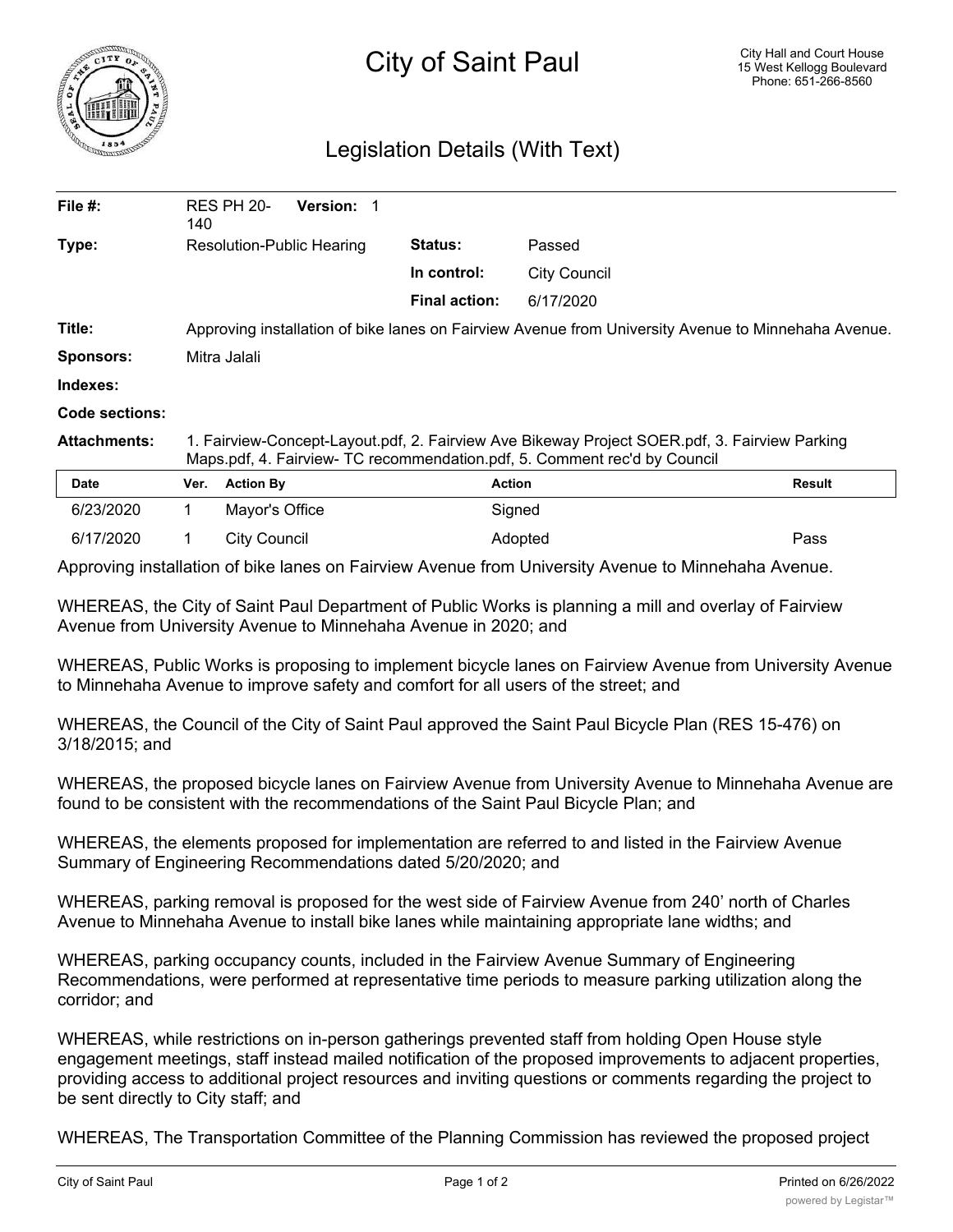# City of Saint Paul

City Hall and Court House
15 West Kellogg Boulevard
Phone: 651-266-8560

## Legislation Details (With Text)

| | | | |
|---|---|---|---|
| **File #:** | RES PH 20-140 **Version:** 1 | | |
| **Type:** | Resolution-Public Hearing | **Status:** | Passed |
| | | **In control:** | City Council |
| | | **Final action:** | 6/17/2020 |
| **Title:** | Approving installation of bike lanes on Fairview Avenue from University Avenue to Minnehaha Avenue. | | |
| **Sponsors:** | Mitra Jalali | | |
| **Indexes:** | | | |
| **Code sections:** | | | |
| **Attachments:** | 1. Fairview-Concept-Layout.pdf, 2. Fairview Ave Bikeway Project SOER.pdf, 3. Fairview Parking Maps.pdf, 4. Fairview- TC recommendation.pdf, 5. Comment rec'd by Council | | |

| Date | Ver. | Action By | Action | Result |
|---|---|---|---|---|
| 6/23/2020 | 1 | Mayor's Office | Signed | |
| 6/17/2020 | 1 | City Council | Adopted | Pass |

Approving installation of bike lanes on Fairview Avenue from University Avenue to Minnehaha Avenue.

WHEREAS, the City of Saint Paul Department of Public Works is planning a mill and overlay of Fairview Avenue from University Avenue to Minnehaha Avenue in 2020; and

WHEREAS, Public Works is proposing to implement bicycle lanes on Fairview Avenue from University Avenue to Minnehaha Avenue to improve safety and comfort for all users of the street; and

WHEREAS, the Council of the City of Saint Paul approved the Saint Paul Bicycle Plan (RES 15-476) on 3/18/2015; and

WHEREAS, the proposed bicycle lanes on Fairview Avenue from University Avenue to Minnehaha Avenue are found to be consistent with the recommendations of the Saint Paul Bicycle Plan; and

WHEREAS, the elements proposed for implementation are referred to and listed in the Fairview Avenue Summary of Engineering Recommendations dated 5/20/2020; and

WHEREAS, parking removal is proposed for the west side of Fairview Avenue from 240' north of Charles Avenue to Minnehaha Avenue to install bike lanes while maintaining appropriate lane widths; and

WHEREAS, parking occupancy counts, included in the Fairview Avenue Summary of Engineering Recommendations, were performed at representative time periods to measure parking utilization along the corridor; and

WHEREAS, while restrictions on in-person gatherings prevented staff from holding Open House style engagement meetings, staff instead mailed notification of the proposed improvements to adjacent properties, providing access to additional project resources and inviting questions or comments regarding the project to be sent directly to City staff; and

WHEREAS, The Transportation Committee of the Planning Commission has reviewed the proposed project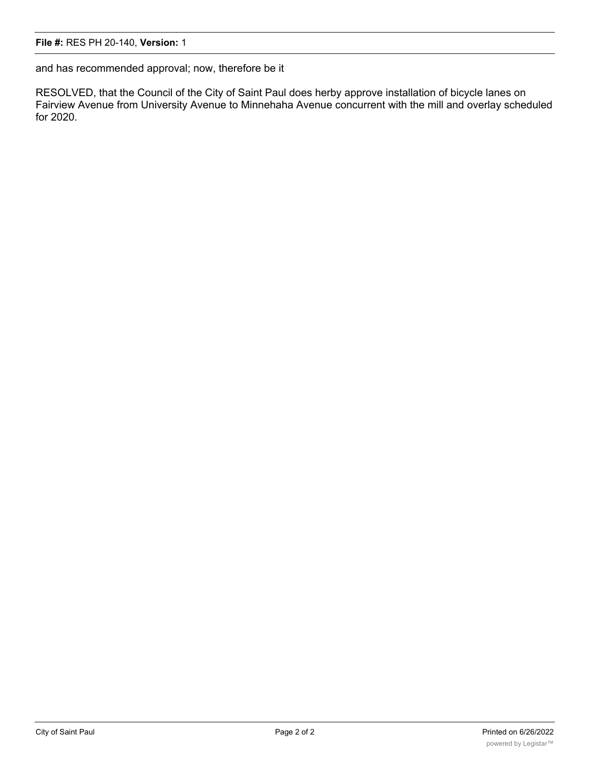and has recommended approval; now, therefore be it

RESOLVED, that the Council of the City of Saint Paul does herby approve installation of bicycle lanes on Fairview Avenue from University Avenue to Minnehaha Avenue concurrent with the mill and overlay scheduled for 2020.